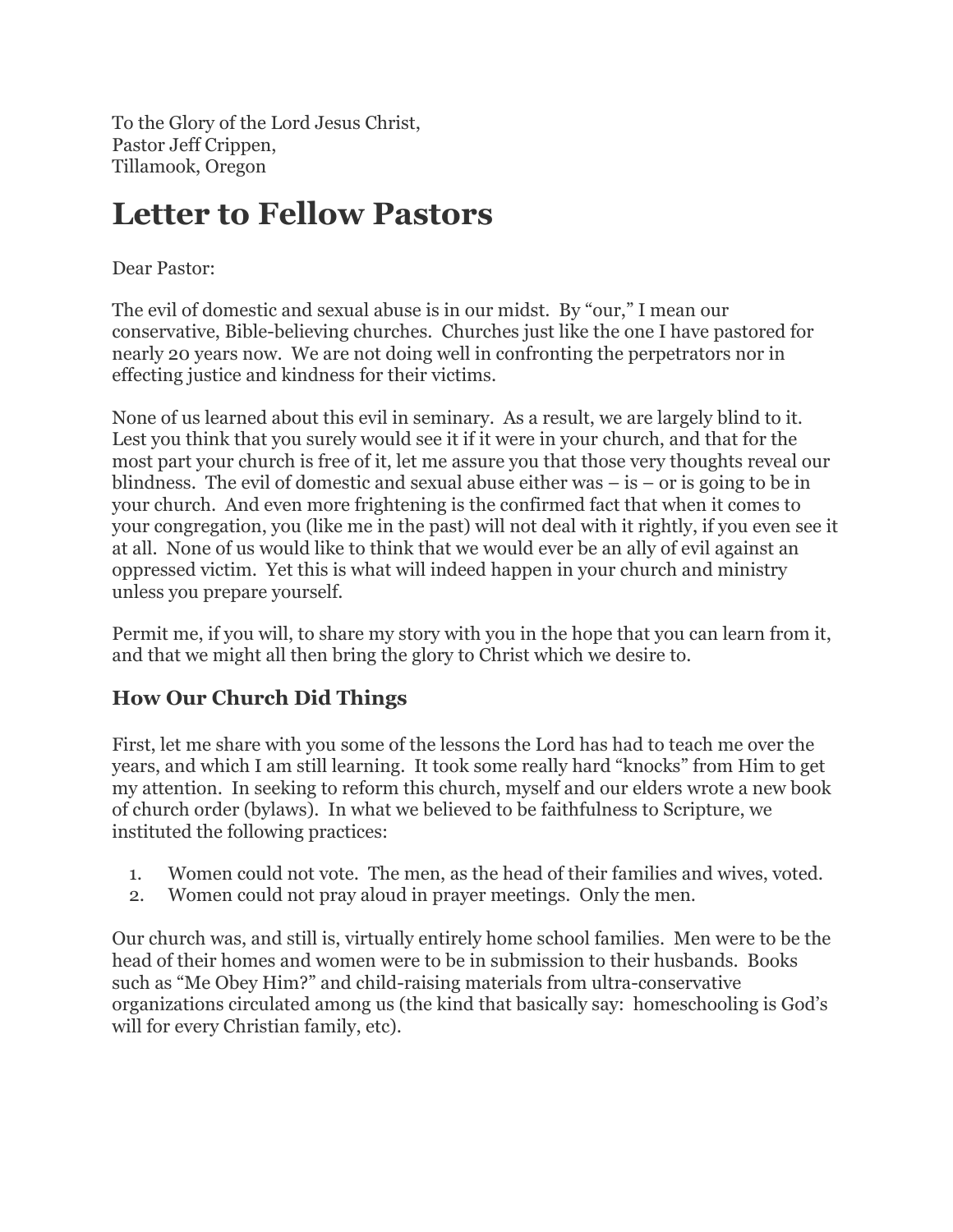To the Glory of the Lord Jesus Christ,
Pastor Jeff Crippen,
Tillamook, Oregon

# Letter to Fellow Pastors

Dear Pastor:

The evil of domestic and sexual abuse is in our midst. By "our," I mean our conservative, Bible-believing churches. Churches just like the one I have pastored for nearly 20 years now. We are not doing well in confronting the perpetrators nor in effecting justice and kindness for their victims.

None of us learned about this evil in seminary. As a result, we are largely blind to it. Lest you think that you surely would see it if it were in your church, and that for the most part your church is free of it, let me assure you that those very thoughts reveal our blindness. The evil of domestic and sexual abuse either was – is – or is going to be in your church. And even more frightening is the confirmed fact that when it comes to your congregation, you (like me in the past) will not deal with it rightly, if you even see it at all. None of us would like to think that we would ever be an ally of evil against an oppressed victim. Yet this is what will indeed happen in your church and ministry unless you prepare yourself.

Permit me, if you will, to share my story with you in the hope that you can learn from it, and that we might all then bring the glory to Christ which we desire to.

## How Our Church Did Things

First, let me share with you some of the lessons the Lord has had to teach me over the years, and which I am still learning. It took some really hard "knocks" from Him to get my attention. In seeking to reform this church, myself and our elders wrote a new book of church order (bylaws). In what we believed to be faithfulness to Scripture, we instituted the following practices:

1. Women could not vote. The men, as the head of their families and wives, voted.
2. Women could not pray aloud in prayer meetings. Only the men.

Our church was, and still is, virtually entirely home school families. Men were to be the head of their homes and women were to be in submission to their husbands. Books such as "Me Obey Him?" and child-raising materials from ultra-conservative organizations circulated among us (the kind that basically say: homeschooling is God's will for every Christian family, etc).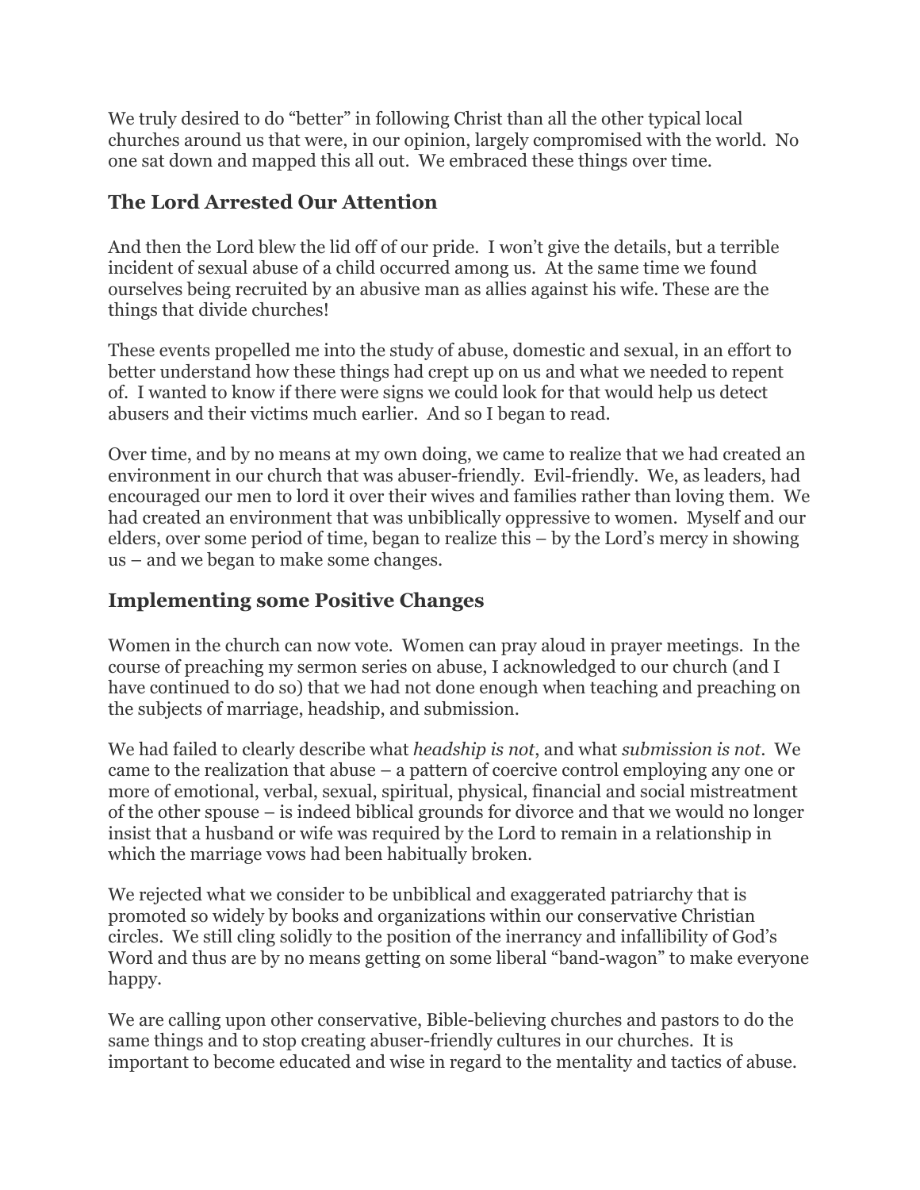We truly desired to do "better" in following Christ than all the other typical local churches around us that were, in our opinion, largely compromised with the world. No one sat down and mapped this all out. We embraced these things over time.

## The Lord Arrested Our Attention

And then the Lord blew the lid off of our pride. I won't give the details, but a terrible incident of sexual abuse of a child occurred among us. At the same time we found ourselves being recruited by an abusive man as allies against his wife. These are the things that divide churches!

These events propelled me into the study of abuse, domestic and sexual, in an effort to better understand how these things had crept up on us and what we needed to repent of. I wanted to know if there were signs we could look for that would help us detect abusers and their victims much earlier. And so I began to read.

Over time, and by no means at my own doing, we came to realize that we had created an environment in our church that was abuser-friendly. Evil-friendly. We, as leaders, had encouraged our men to lord it over their wives and families rather than loving them. We had created an environment that was unbiblically oppressive to women. Myself and our elders, over some period of time, began to realize this – by the Lord's mercy in showing us – and we began to make some changes.

## Implementing some Positive Changes

Women in the church can now vote. Women can pray aloud in prayer meetings. In the course of preaching my sermon series on abuse, I acknowledged to our church (and I have continued to do so) that we had not done enough when teaching and preaching on the subjects of marriage, headship, and submission.

We had failed to clearly describe what *headship is not*, and what *submission is not*. We came to the realization that abuse – a pattern of coercive control employing any one or more of emotional, verbal, sexual, spiritual, physical, financial and social mistreatment of the other spouse – is indeed biblical grounds for divorce and that we would no longer insist that a husband or wife was required by the Lord to remain in a relationship in which the marriage vows had been habitually broken.

We rejected what we consider to be unbiblical and exaggerated patriarchy that is promoted so widely by books and organizations within our conservative Christian circles. We still cling solidly to the position of the inerrancy and infallibility of God's Word and thus are by no means getting on some liberal "band-wagon" to make everyone happy.

We are calling upon other conservative, Bible-believing churches and pastors to do the same things and to stop creating abuser-friendly cultures in our churches. It is important to become educated and wise in regard to the mentality and tactics of abuse.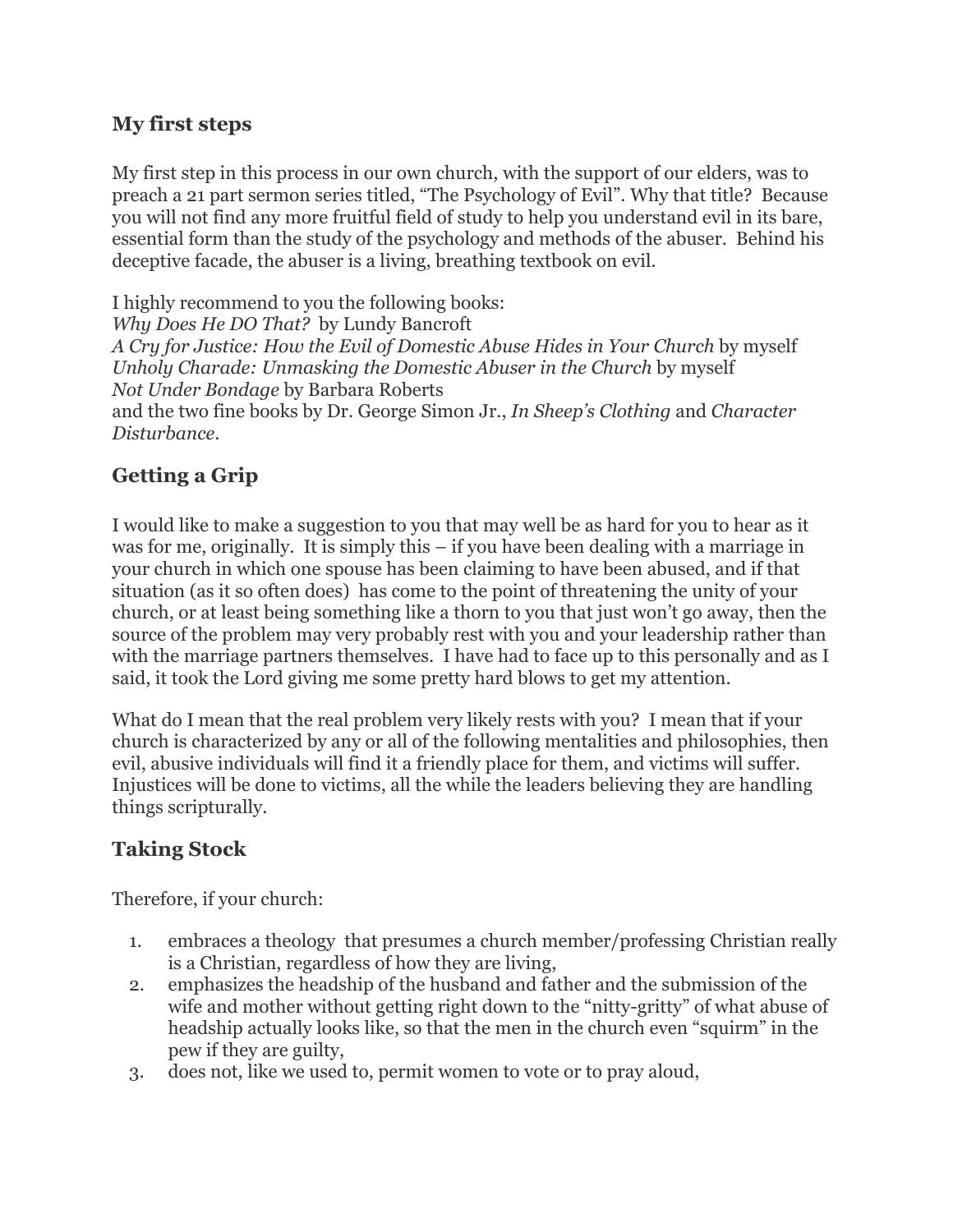## My first steps

My first step in this process in our own church, with the support of our elders, was to preach a 21 part sermon series titled, "The Psychology of Evil". Why that title? Because you will not find any more fruitful field of study to help you understand evil in its bare, essential form than the study of the psychology and methods of the abuser. Behind his deceptive facade, the abuser is a living, breathing textbook on evil.

I highly recommend to you the following books:
*Why Does He DO That?* by Lundy Bancroft
*A Cry for Justice: How the Evil of Domestic Abuse Hides in Your Church* by myself
*Unholy Charade: Unmasking the Domestic Abuser in the Church* by myself
*Not Under Bondage* by Barbara Roberts
and the two fine books by Dr. George Simon Jr., *In Sheep's Clothing* and *Character Disturbance*.

## Getting a Grip

I would like to make a suggestion to you that may well be as hard for you to hear as it was for me, originally. It is simply this – if you have been dealing with a marriage in your church in which one spouse has been claiming to have been abused, and if that situation (as it so often does) has come to the point of threatening the unity of your church, or at least being something like a thorn to you that just won't go away, then the source of the problem may very probably rest with you and your leadership rather than with the marriage partners themselves. I have had to face up to this personally and as I said, it took the Lord giving me some pretty hard blows to get my attention.

What do I mean that the real problem very likely rests with you? I mean that if your church is characterized by any or all of the following mentalities and philosophies, then evil, abusive individuals will find it a friendly place for them, and victims will suffer. Injustices will be done to victims, all the while the leaders believing they are handling things scripturally.

## Taking Stock

Therefore, if your church:

1. embraces a theology that presumes a church member/professing Christian really is a Christian, regardless of how they are living,
2. emphasizes the headship of the husband and father and the submission of the wife and mother without getting right down to the "nitty-gritty" of what abuse of headship actually looks like, so that the men in the church even "squirm" in the pew if they are guilty,
3. does not, like we used to, permit women to vote or to pray aloud,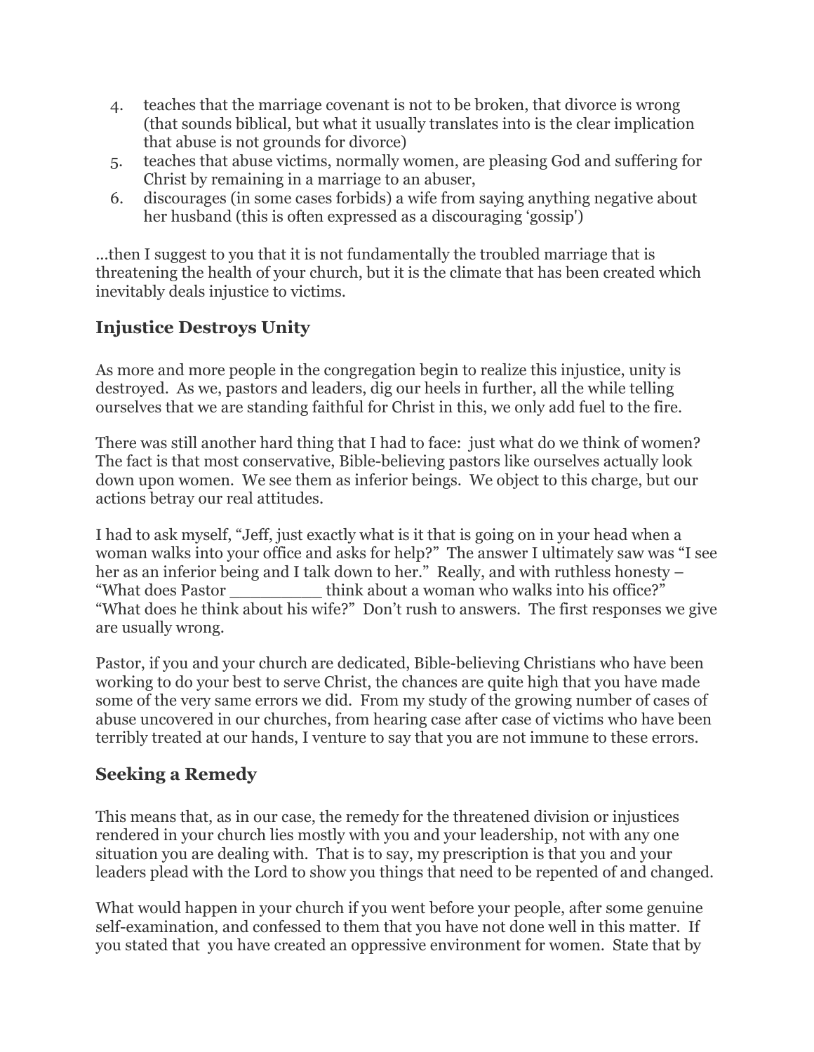4. teaches that the marriage covenant is not to be broken, that divorce is wrong (that sounds biblical, but what it usually translates into is the clear implication that abuse is not grounds for divorce)
5. teaches that abuse victims, normally women, are pleasing God and suffering for Christ by remaining in a marriage to an abuser,
6. discourages (in some cases forbids) a wife from saying anything negative about her husband (this is often expressed as a discouraging 'gossip')

...then I suggest to you that it is not fundamentally the troubled marriage that is threatening the health of your church, but it is the climate that has been created which inevitably deals injustice to victims.

## Injustice Destroys Unity

As more and more people in the congregation begin to realize this injustice, unity is destroyed. As we, pastors and leaders, dig our heels in further, all the while telling ourselves that we are standing faithful for Christ in this, we only add fuel to the fire.

There was still another hard thing that I had to face: just what do we think of women? The fact is that most conservative, Bible-believing pastors like ourselves actually look down upon women. We see them as inferior beings. We object to this charge, but our actions betray our real attitudes.

I had to ask myself, "Jeff, just exactly what is it that is going on in your head when a woman walks into your office and asks for help?" The answer I ultimately saw was "I see her as an inferior being and I talk down to her." Really, and with ruthless honesty – "What does Pastor _________ think about a woman who walks into his office?" "What does he think about his wife?" Don't rush to answers. The first responses we give are usually wrong.

Pastor, if you and your church are dedicated, Bible-believing Christians who have been working to do your best to serve Christ, the chances are quite high that you have made some of the very same errors we did. From my study of the growing number of cases of abuse uncovered in our churches, from hearing case after case of victims who have been terribly treated at our hands, I venture to say that you are not immune to these errors.

## Seeking a Remedy

This means that, as in our case, the remedy for the threatened division or injustices rendered in your church lies mostly with you and your leadership, not with any one situation you are dealing with. That is to say, my prescription is that you and your leaders plead with the Lord to show you things that need to be repented of and changed.

What would happen in your church if you went before your people, after some genuine self-examination, and confessed to them that you have not done well in this matter. If you stated that you have created an oppressive environment for women. State that by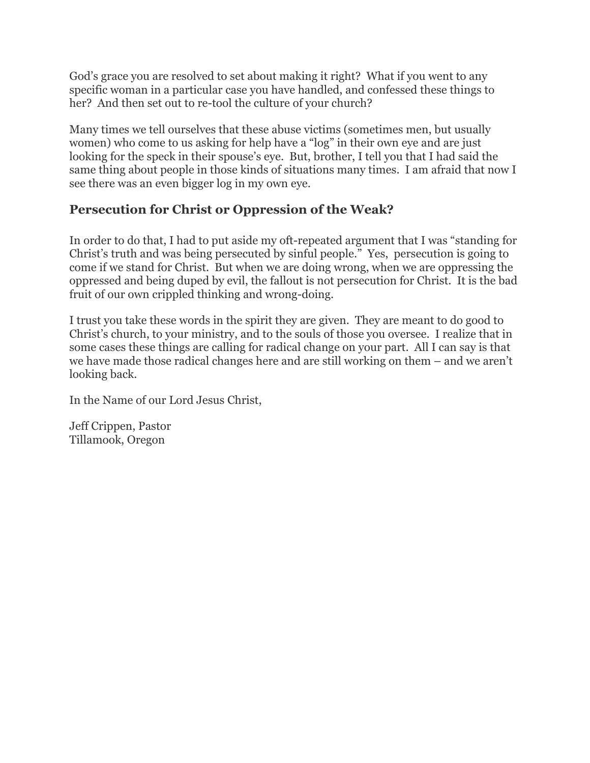God's grace you are resolved to set about making it right? What if you went to any specific woman in a particular case you have handled, and confessed these things to her? And then set out to re-tool the culture of your church?

Many times we tell ourselves that these abuse victims (sometimes men, but usually women) who come to us asking for help have a "log" in their own eye and are just looking for the speck in their spouse's eye. But, brother, I tell you that I had said the same thing about people in those kinds of situations many times. I am afraid that now I see there was an even bigger log in my own eye.

### Persecution for Christ or Oppression of the Weak?

In order to do that, I had to put aside my oft-repeated argument that I was "standing for Christ's truth and was being persecuted by sinful people." Yes, persecution is going to come if we stand for Christ. But when we are doing wrong, when we are oppressing the oppressed and being duped by evil, the fallout is not persecution for Christ. It is the bad fruit of our own crippled thinking and wrong-doing.

I trust you take these words in the spirit they are given. They are meant to do good to Christ's church, to your ministry, and to the souls of those you oversee. I realize that in some cases these things are calling for radical change on your part. All I can say is that we have made those radical changes here and are still working on them – and we aren't looking back.

In the Name of our Lord Jesus Christ,

Jeff Crippen, Pastor
Tillamook, Oregon